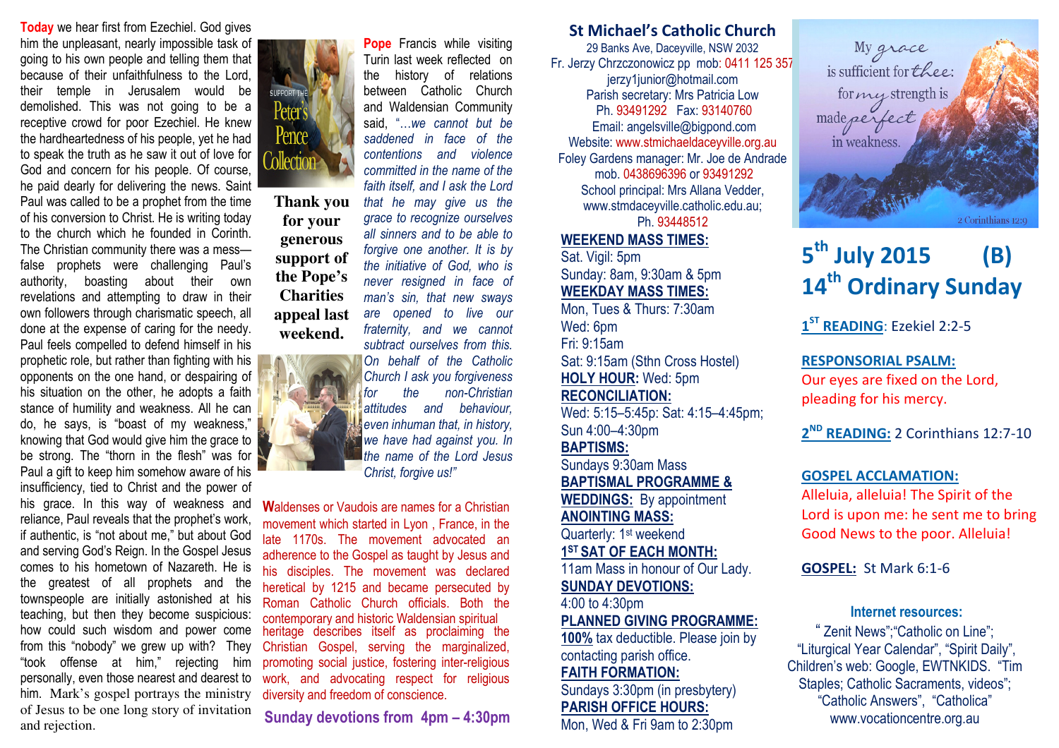**Today** we hear first from Ezechiel. God gives him the unpleasant, nearly impossible task of going to his own people and telling them that because of their unfaithfulness to the Lord, their temple in Jerusalem would be demolished. This was not going to be a receptive crowd for poor Ezechiel. He knew the hardheartedness of his people, yet he had to speak the truth as he saw it out of love for God and concern for his people. Of course, he paid dearly for delivering the news. Saint Paul was called to be a prophet from the time of his conversion to Christ. He is writing today to the church which he founded in Corinth. The Christian community there was a mess—false prophets were challenging Paul's authority, boasting about their own revelations and attempting to draw in their own followers through charismatic speech, all done at the expense of caring for the needy. Paul feels compelled to defend himself in his prophetic role, but rather than fighting with his opponents on the one hand, or despairing of his situation on the other, he adopts a faith stance of humility and weakness. All he can do, he says, is "boast of my weakness," knowing that God would give him the grace to be strong. The "thorn in the flesh" was for Paul a gift to keep him somehow aware of his insufficiency, tied to Christ and the power of his grace. In this way of weakness and reliance, Paul reveals that the prophet's work, if authentic, is "not about me," but about God and serving God's Reign. In the Gospel Jesus comes to his hometown of Nazareth. He is the greatest of all prophets and the townspeople are initially astonished at his teaching, but then they become suspicious: how could such wisdom and power come from this "nobody" we grew up with? They "took offense at him," rejecting him personally, even those nearest and dearest to him. Mark's gospel portrays the ministry of Jesus to be one long story of invitation and rejection.

SUPPORT THE Peter's Pence Collection

**Thank you for your generous support of the Pope's Charities appeal last weekend.**

**Pope** Francis while visiting Turin last week reflected on the history of relations between Catholic Church and Waldensian Community said, "*...we cannot but be saddened in face of the contentions and violence committed in the name of the faith itself, and I ask the Lord that he may give us the grace to recognize ourselves all sinners and to be able to forgive one another. It is by the initiative of God, who is never resigned in face of man's sin, that new sways are opened to live our fraternity, and we cannot subtract ourselves from this. On behalf of the Catholic Church I ask you forgiveness for the non-Christian attitudes and behaviour, even inhuman that, in history, we have had against you. In the name of the Lord Jesus Christ, forgive us!*"

**W**aldenses or Vaudois are names for a Christian movement which started in Lyon , France, in the late 1170s. The movement advocated an adherence to the Gospel as taught by Jesus and his disciples. The movement was declared heretical by 1215 and became persecuted by Roman Catholic Church officials. Both the contemporary and historic Waldensian spiritual heritage describes itself as proclaiming the Christian Gospel, serving the marginalized, promoting social justice, fostering inter-religious work, and advocating respect for religious diversity and freedom of conscience.

**Sunday devotions from 4pm – 4:30pm**

## St Michael's Catholic Church

29 Banks Ave, Daceyville, NSW 2032
Fr. Jerzy Chrzczonowicz pp mob: 0411 125 357
jerzy1junior@hotmail.com
Parish secretary: Mrs Patricia Low
Ph. 93491292 Fax: 93140760
Email: angelsville@bigpond.com
Website: www.stmichaeldaceyville.org.au
Foley Gardens manager: Mr. Joe de Andrade
mob. 0438696396 or 93491292
School principal: Mrs Allana Vedder,
www.stmdaceyville.catholic.edu.au;
Ph. 93448512

**WEEKEND MASS TIMES:**
Sat. Vigil: 5pm
Sunday: 8am, 9:30am & 5pm

**WEEKDAY MASS TIMES:**
Mon, Tues & Thurs: 7:30am
Wed: 6pm
Fri: 9:15am
Sat: 9:15am (Sthn Cross Hostel)

**HOLY HOUR:** Wed: 5pm

**RECONCILIATION:**
Wed: 5:15–5:45p: Sat: 4:15–4:45pm;
Sun 4:00–4:30pm

**BAPTISMS:**
Sundays 9:30am Mass

**BAPTISMAL PROGRAMME & WEDDINGS:** By appointment

**ANOINTING MASS:**
Quarterly: 1st weekend

**1ST SAT OF EACH MONTH:**
11am Mass in honour of Our Lady.

**SUNDAY DEVOTIONS:**
4:00 to 4:30pm

**PLANNED GIVING PROGRAMME:**
**100%** tax deductible. Please join by contacting parish office.

**FAITH FORMATION:**
Sundays 3:30pm (in presbytery)

**PARISH OFFICE HOURS:**
Mon, Wed & Fri 9am to 2:30pm

My grace is sufficient for thee: for my strength is made perfect in weakness.
2 Corinthians 12:9

# 5th July 2015 (B)
# 14th Ordinary Sunday

**1ST READING**: Ezekiel 2:2-5

**RESPONSORIAL PSALM:**
Our eyes are fixed on the Lord, pleading for his mercy.

**2ND READING:** 2 Corinthians 12:7-10

**GOSPEL ACCLAMATION:**
Alleluia, alleluia! The Spirit of the Lord is upon me: he sent me to bring Good News to the poor. Alleluia!

**GOSPEL:** St Mark 6:1-6

**Internet resources:**
" Zenit News";"Catholic on Line";
"Liturgical Year Calendar", "Spirit Daily",
Children's web: Google, EWTNKIDS. "Tim Staples; Catholic Sacraments, videos";
"Catholic Answers", "Catholica"
www.vocationcentre.org.au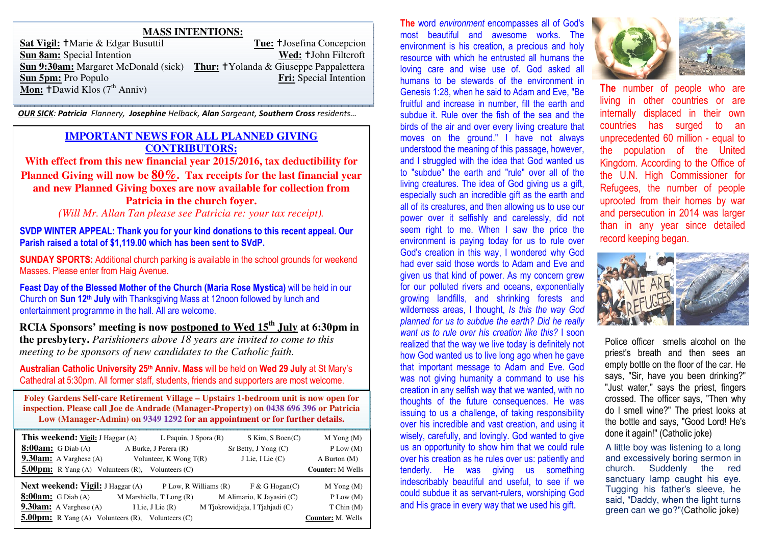## MASS INTENTIONS:

**Sat Vigil:** ✝Marie & Edgar Busuttil
**Sun 8am:** Special Intention
**Sun 9:30am:** Margaret McDonald (sick)
**Sun 5pm:** Pro Populo
**Mon:** ✝Dawid Klos (7th Anniv)
**Tue:** ✝Josefina Concepcion
**Wed:** ✝John Filtcroft
**Thur:** ✝Yolanda & Giuseppe Pappalettera
**Fri:** Special Intention

***OUR SICK*:** ***Patricia*** *Flannery,* ***Josephine*** *Helback,* ***Alan*** *Sargeant,* ***Southern Cross*** *residents…*

## IMPORTANT NEWS FOR ALL PLANNED GIVING CONTRIBUTORS:

**With effect from this new financial year 2015/2016, tax deductibility for Planned Giving will now be 80%. Tax receipts for the last financial year and new Planned Giving boxes are now available for collection from Patricia in the church foyer.**

*(Will Mr. Allan Tan please see Patricia re: your tax receipt).*

**SVDP WINTER APPEAL: Thank you for your kind donations to this recent appeal. Our Parish raised a total of $1,119.00 which has been sent to SVdP.**

**SUNDAY SPORTS:** Additional church parking is available in the school grounds for weekend Masses. Please enter from Haig Avenue.

**Feast Day of the Blessed Mother of the Church (Maria Rose Mystica)** will be held in our Church on **Sun 12th July** with Thanksgiving Mass at 12noon followed by lunch and entertainment programme in the hall. All are welcome.

**RCIA Sponsors' meeting is now postponed to Wed 15th July at 6:30pm in the presbytery.** *Parishioners above 18 years are invited to come to this meeting to be sponsors of new candidates to the Catholic faith.*

**Australian Catholic University 25th Anniv. Mass** will be held on **Wed 29 July** at St Mary's Cathedral at 5:30pm. All former staff, students, friends and supporters are most welcome.

**Foley Gardens Self-care Retirement Village – Upstairs 1-bedroom unit is now open for inspection. Please call Joe de Andrade (Manager-Property) on 0438 696 396 or Patricia Low (Manager-Admin) on 9349 1292 for an appointment or for further details.**

| | | | | |
|---|---|---|---|---|
| **This weekend: Vigil:** | J Haggar (A) | L Paquin, J Spora (R) | S Kim, S Boen(C) | M Yong (M) |
| **8:00am:** | G Diab (A) | A Burke, J Perera (R) | Sr Betty, J Yong (C) | P Low (M) |
| **9.30am:** | A Varghese (A) | Volunteer, K Wong T(R) | J Lie, I Lie (C) | A Burton (M) |
| **5.00pm:** | R Yang (A) | Volunteers (R), Volunteers (C) | | **Counter:** M Wells |

| | | | | |
|---|---|---|---|---|
| **Next weekend: Vigil:** | J Haggar (A) | P Low, R Williams (R) | F & G Hogan(C) | M Yong (M) |
| **8:00am:** | G Diab (A) | M Marshiella, T Long (R) | M Alimario, K Jayasiri (C) | P Low (M) |
| **9.30am:** | A Varghese (A) | I Lie, J Lie (R) | M Tjokrowidjaja, I Tjahjadi (C) | T Chin (M) |
| **5.00pm:** | R Yang (A) | Volunteers (R), Volunteers (C) | | **Counter:** M. Wells |

**The** word *environment* encompasses all of God's most beautiful and awesome works. The environment is his creation, a precious and holy resource with which he entrusted all humans the loving care and wise use of. God asked all humans to be stewards of the environment in Genesis 1:28, when he said to Adam and Eve, "Be fruitful and increase in number, fill the earth and subdue it. Rule over the fish of the sea and the birds of the air and over every living creature that moves on the ground." I have not always understood the meaning of this passage, however, and I struggled with the idea that God wanted us to "subdue" the earth and "rule" over all of the living creatures. The idea of God giving us a gift, especially such an incredible gift as the earth and all of its creatures, and then allowing us to use our power over it selfishly and carelessly, did not seem right to me. When I saw the price the environment is paying today for us to rule over God's creation in this way, I wondered why God had ever said those words to Adam and Eve and given us that kind of power. As my concern grew for our polluted rivers and oceans, exponentially growing landfills, and shrinking forests and wilderness areas, I thought, *Is this the way God planned for us to subdue the earth? Did he really want us to rule over his creation like this?* I soon realized that the way we live today is definitely not how God wanted us to live long ago when he gave that important message to Adam and Eve. God was not giving humanity a command to use his creation in any selfish way that we wanted, with no thoughts of the future consequences. He was issuing to us a challenge, of taking responsibility over his incredible and vast creation, and using it wisely, carefully, and lovingly. God wanted to give us an opportunity to show him that we could rule over his creation as he rules over us: patiently and tenderly. He was giving us something indescribably beautiful and useful, to see if we could subdue it as servant-rulers, worshiping God and His grace in every way that we used his gift.

**The** number of people who are living in other countries or are internally displaced in their own countries has surged to an unprecedented 60 million - equal to the population of the United Kingdom. According to the Office of the U.N. High Commissioner for Refugees, the number of people uprooted from their homes by war and persecution in 2014 was larger than in any year since detailed record keeping began.

Police officer smells alcohol on the priest's breath and then sees an empty bottle on the floor of the car. He says, "Sir, have you been drinking?" "Just water," says the priest, fingers crossed. The officer says, "Then why do I smell wine?" The priest looks at the bottle and says, "Good Lord! He's done it again!" (Catholic joke)

A little boy was listening to a long and excessively boring sermon in church. Suddenly the red sanctuary lamp caught his eye. Tugging his father's sleeve, he said, "Daddy, when the light turns green can we go?"(Catholic joke)